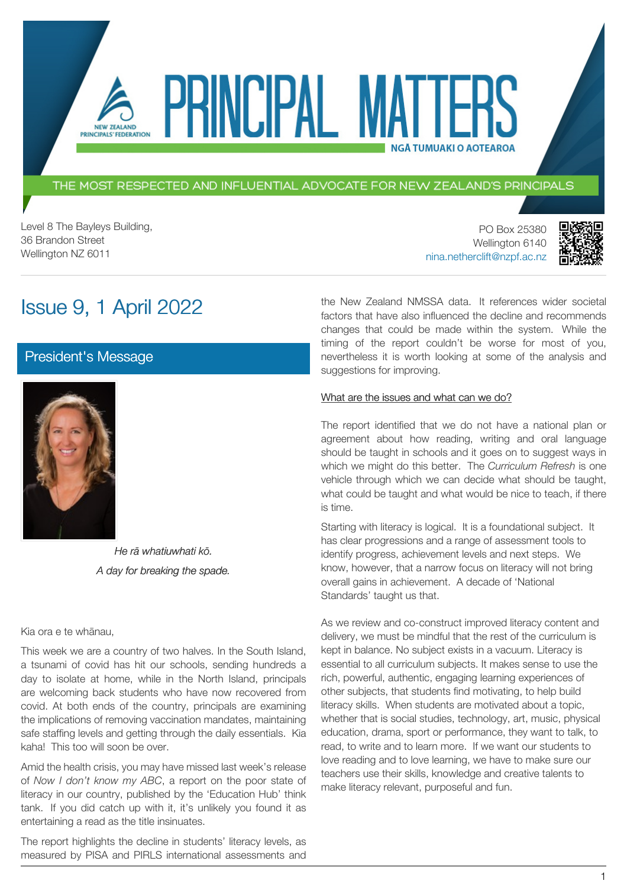# PRINCIPAL MATTERS

NEW ZEALAND PRINCIPALS' FEDERATION

NGĀ TUMUAKI O AOTEAROA

THE MOST RESPECTED AND INFLUENTIAL ADVOCATE FOR NEW ZEALAND'S PRINCIPALS

Level 8 The Bayleys Building,
36 Brandon Street
Wellington NZ 6011

PO Box 25380
Wellington 6140
nina.netherclift@nzpf.ac.nz

## Issue 9, 1 April 2022

### President's Message

*He rā whatiuwhati kō.*

*A day for breaking the spade.*

Kia ora e te whānau,

This week we are a country of two halves. In the South Island, a tsunami of covid has hit our schools, sending hundreds a day to isolate at home, while in the North Island, principals are welcoming back students who have now recovered from covid. At both ends of the country, principals are examining the implications of removing vaccination mandates, maintaining safe staffing levels and getting through the daily essentials. Kia kaha! This too will soon be over.

Amid the health crisis, you may have missed last week's release of *Now I don't know my ABC*, a report on the poor state of literacy in our country, published by the 'Education Hub' think tank. If you did catch up with it, it's unlikely you found it as entertaining a read as the title insinuates.

The report highlights the decline in students' literacy levels, as measured by PISA and PIRLS international assessments and the New Zealand NMSSA data. It references wider societal factors that have also influenced the decline and recommends changes that could be made within the system. While the timing of the report couldn't be worse for most of you, nevertheless it is worth looking at some of the analysis and suggestions for improving.

What are the issues and what can we do?

The report identified that we do not have a national plan or agreement about how reading, writing and oral language should be taught in schools and it goes on to suggest ways in which we might do this better. The *Curriculum Refresh* is one vehicle through which we can decide what should be taught, what could be taught and what would be nice to teach, if there is time.

Starting with literacy is logical. It is a foundational subject. It has clear progressions and a range of assessment tools to identify progress, achievement levels and next steps. We know, however, that a narrow focus on literacy will not bring overall gains in achievement. A decade of 'National Standards' taught us that.

As we review and co-construct improved literacy content and delivery, we must be mindful that the rest of the curriculum is kept in balance. No subject exists in a vacuum. Literacy is essential to all curriculum subjects. It makes sense to use the rich, powerful, authentic, engaging learning experiences of other subjects, that students find motivating, to help build literacy skills. When students are motivated about a topic, whether that is social studies, technology, art, music, physical education, drama, sport or performance, they want to talk, to read, to write and to learn more. If we want our students to love reading and to love learning, we have to make sure our teachers use their skills, knowledge and creative talents to make literacy relevant, purposeful and fun.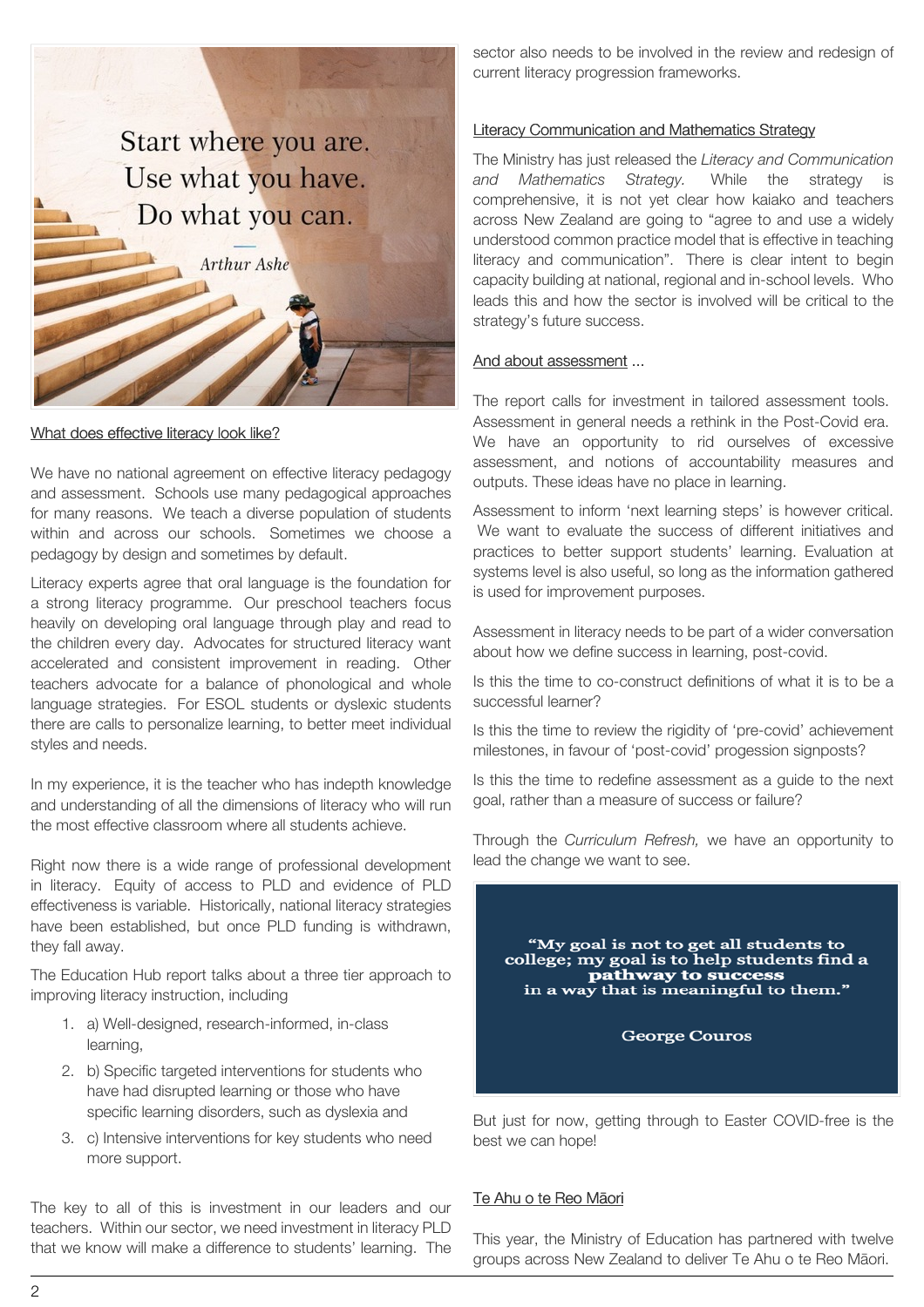Start where you are.
Use what you have.
Do what you can.

Arthur Ashe

What does effective literacy look like?

We have no national agreement on effective literacy pedagogy and assessment. Schools use many pedagogical approaches for many reasons. We teach a diverse population of students within and across our schools. Sometimes we choose a pedagogy by design and sometimes by default.

Literacy experts agree that oral language is the foundation for a strong literacy programme. Our preschool teachers focus heavily on developing oral language through play and read to the children every day. Advocates for structured literacy want accelerated and consistent improvement in reading. Other teachers advocate for a balance of phonological and whole language strategies. For ESOL students or dyslexic students there are calls to personalize learning, to better meet individual styles and needs.

In my experience, it is the teacher who has indepth knowledge and understanding of all the dimensions of literacy who will run the most effective classroom where all students achieve.

Right now there is a wide range of professional development in literacy. Equity of access to PLD and evidence of PLD effectiveness is variable. Historically, national literacy strategies have been established, but once PLD funding is withdrawn, they fall away.

The Education Hub report talks about a three tier approach to improving literacy instruction, including

1. a) Well-designed, research-informed, in-class learning,
2. b) Specific targeted interventions for students who have had disrupted learning or those who have specific learning disorders, such as dyslexia and
3. c) Intensive interventions for key students who need more support.

The key to all of this is investment in our leaders and our teachers. Within our sector, we need investment in literacy PLD that we know will make a difference to students' learning. The sector also needs to be involved in the review and redesign of current literacy progression frameworks.

Literacy Communication and Mathematics Strategy

The Ministry has just released the *Literacy and Communication and Mathematics Strategy.* While the strategy is comprehensive, it is not yet clear how kaiako and teachers across New Zealand are going to "agree to and use a widely understood common practice model that is effective in teaching literacy and communication". There is clear intent to begin capacity building at national, regional and in-school levels. Who leads this and how the sector is involved will be critical to the strategy's future success.

And about assessment ...

The report calls for investment in tailored assessment tools. Assessment in general needs a rethink in the Post-Covid era. We have an opportunity to rid ourselves of excessive assessment, and notions of accountability measures and outputs. These ideas have no place in learning.

Assessment to inform 'next learning steps' is however critical. We want to evaluate the success of different initiatives and practices to better support students' learning. Evaluation at systems level is also useful, so long as the information gathered is used for improvement purposes.

Assessment in literacy needs to be part of a wider conversation about how we define success in learning, post-covid.

Is this the time to co-construct definitions of what it is to be a successful learner?

Is this the time to review the rigidity of 'pre-covid' achievement milestones, in favour of 'post-covid' progession signposts?

Is this the time to redefine assessment as a guide to the next goal, rather than a measure of success or failure?

Through the *Curriculum Refresh,* we have an opportunity to lead the change we want to see.

**"My goal is not to get all students to college; my goal is to help students find a pathway to success in a way that is meaningful to them."**

**George Couros**

But just for now, getting through to Easter COVID-free is the best we can hope!

Te Ahu o te Reo Māori

This year, the Ministry of Education has partnered with twelve groups across New Zealand to deliver Te Ahu o te Reo Māori.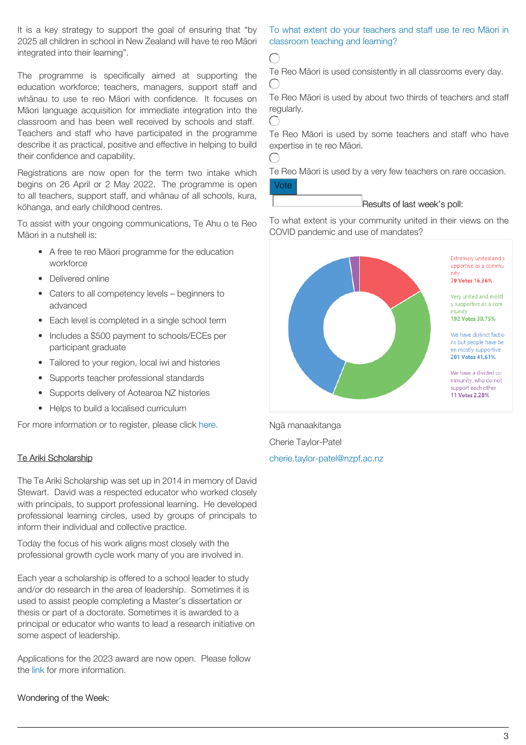It is a key strategy to support the goal of ensuring that "by 2025 all children in school in New Zealand will have te reo Māori integrated into their learning".

The programme is specifically aimed at supporting the education workforce; teachers, managers, support staff and whānau to use te reo Māori with confidence. It focuses on Māori language acquisition for immediate integration into the classroom and has been well received by schools and staff. Teachers and staff who have participated in the programme describe it as practical, positive and effective in helping to build their confidence and capability.

Registrations are now open for the term two intake which begins on 26 April or 2 May 2022. The programme is open to all teachers, support staff, and whānau of all schools, kura, kōhanga, and early childhood centres.

To assist with your ongoing communications, Te Ahu o te Reo Māori in a nutshell is:

- A free te reo Māori programme for the education workforce
- Delivered online
- Caters to all competency levels – beginners to advanced
- Each level is completed in a single school term
- Includes a $500 payment to schools/ECEs per participant graduate
- Tailored to your region, local iwi and histories
- Supports teacher professional standards
- Supports delivery of Aotearoa NZ histories
- Helps to build a localised curriculum

For more information or to register, please click here.

## Te Ariki Scholarship

The Te Ariki Scholarship was set up in 2014 in memory of David Stewart. David was a respected educator who worked closely with principals, to support professional learning. He developed professional learning circles, used by groups of principals to inform their individual and collective practice.

Today the focus of his work aligns most closely with the professional growth cycle work many of you are involved in.

Each year a scholarship is offered to a school leader to study and/or do research in the area of leadership. Sometimes it is used to assist people completing a Master's dissertation or thesis or part of a doctorate. Sometimes it is awarded to a principal or educator who wants to lead a research initiative on some aspect of leadership.

Applications for the 2023 award are now open. Please follow the link for more information.

Wondering of the Week:

To what extent do your teachers and staff use te reo Māori in classroom teaching and learning?

- ◯ Te Reo Māori is used consistently in all classrooms every day.
- ◯ Te Reo Māori is used by about two thirds of teachers and staff regularly.
- ◯ Te Reo Māori is used by some teachers and staff who have expertise in te reo Māori.
- ◯ Te Reo Māori is used by a very few teachers on rare occasion.

Vote

Results of last week's poll:

To what extent is your community united in their views on the COVID pandemic and use of mandates?

| Response | Votes | Percentage |
| --- | --- | --- |
| Extremely united and supportive as a community | 79 Votes | 16.36% |
| Very united and mostly supportive as a community | 192 Votes | 39.75% |
| We have distinct factions but people have been mostly supportive | 201 Votes | 41.61% |
| We have a divided community, who do not support each other | 11 Votes | 2.28% |

Ngā manaakitanga

Cherie Taylor-Patel

cherie.taylor-patel@nzpf.ac.nz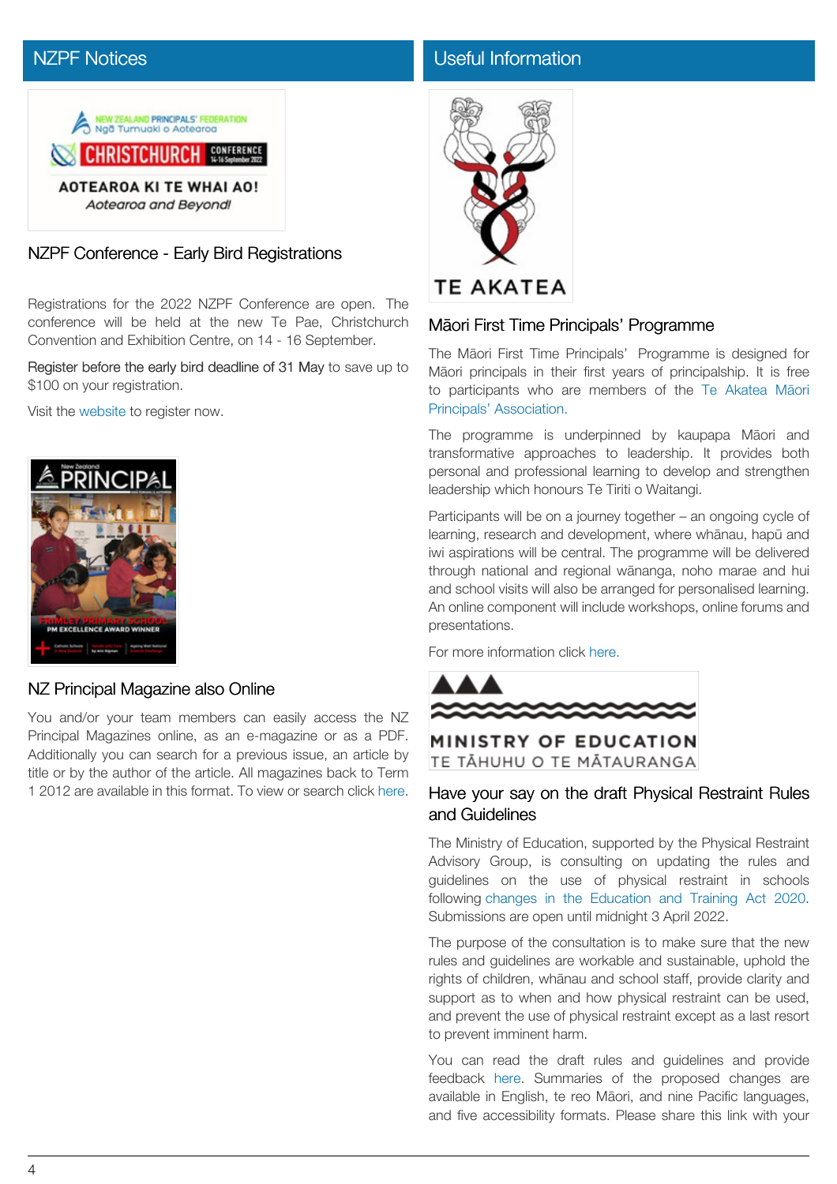## NZPF Notices

### NZPF Conference - Early Bird Registrations

Registrations for the 2022 NZPF Conference are open. The conference will be held at the new Te Pae, Christchurch Convention and Exhibition Centre, on 14 - 16 September.

Register before the early bird deadline of 31 May to save up to $100 on your registration.

Visit the website to register now.

### NZ Principal Magazine also Online

You and/or your team members can easily access the NZ Principal Magazines online, as an e-magazine or as a PDF. Additionally you can search for a previous issue, an article by title or by the author of the article. All magazines back to Term 1 2012 are available in this format. To view or search click here.

## Useful Information

### Māori First Time Principals' Programme

The Māori First Time Principals' Programme is designed for Māori principals in their first years of principalship. It is free to participants who are members of the Te Akatea Māori Principals' Association.

The programme is underpinned by kaupapa Māori and transformative approaches to leadership. It provides both personal and professional learning to develop and strengthen leadership which honours Te Tiriti o Waitangi.

Participants will be on a journey together – an ongoing cycle of learning, research and development, where whānau, hapū and iwi aspirations will be central. The programme will be delivered through national and regional wānanga, noho marae and hui and school visits will also be arranged for personalised learning. An online component will include workshops, online forums and presentations.

For more information click here.

### Have your say on the draft Physical Restraint Rules and Guidelines

The Ministry of Education, supported by the Physical Restraint Advisory Group, is consulting on updating the rules and guidelines on the use of physical restraint in schools following changes in the Education and Training Act 2020. Submissions are open until midnight 3 April 2022.

The purpose of the consultation is to make sure that the new rules and guidelines are workable and sustainable, uphold the rights of children, whānau and school staff, provide clarity and support as to when and how physical restraint can be used, and prevent the use of physical restraint except as a last resort to prevent imminent harm.

You can read the draft rules and guidelines and provide feedback here. Summaries of the proposed changes are available in English, te reo Māori, and nine Pacific languages, and five accessibility formats. Please share this link with your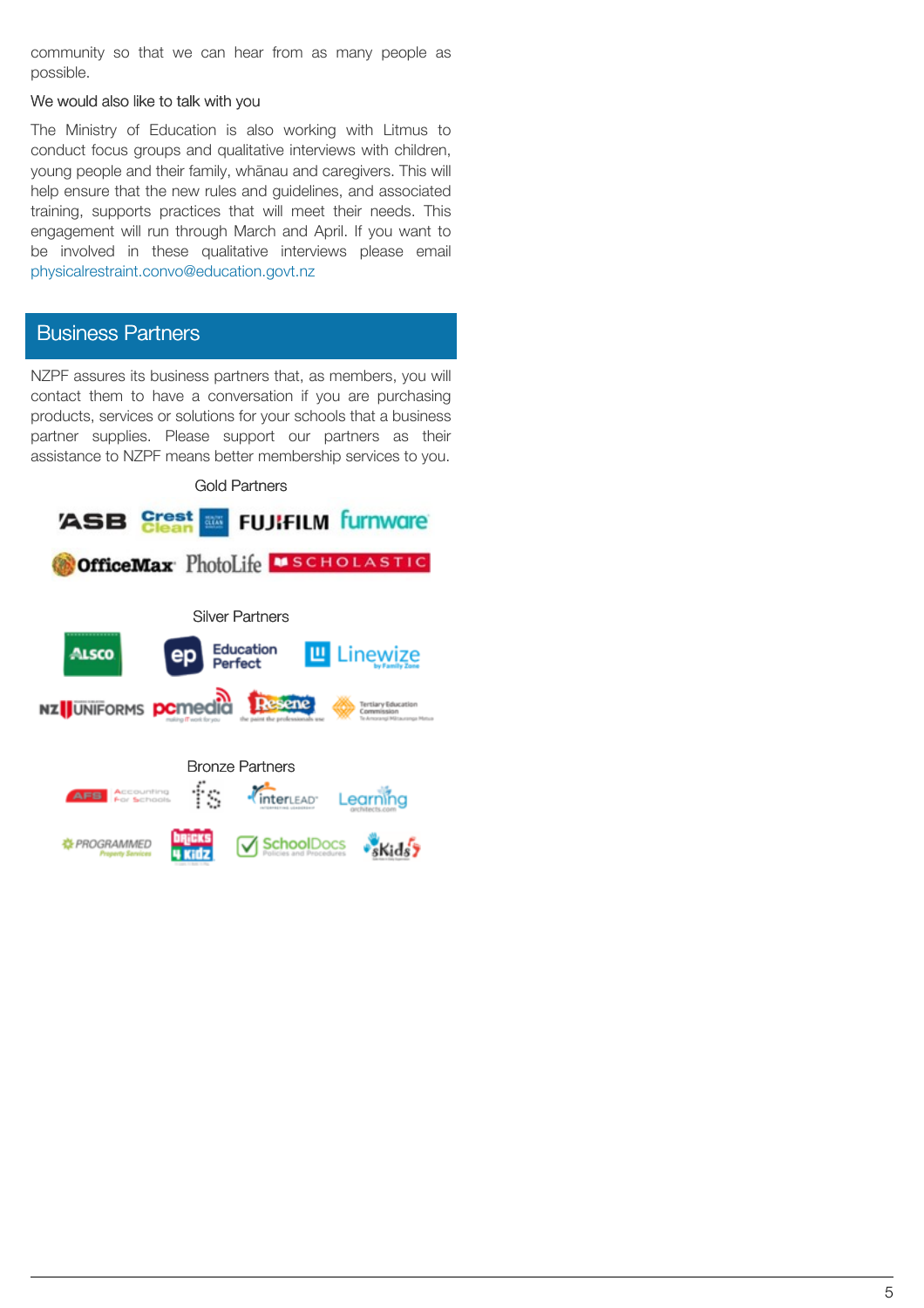community so that we can hear from as many people as possible.

We would also like to talk with you

The Ministry of Education is also working with Litmus to conduct focus groups and qualitative interviews with children, young people and their family, whānau and caregivers. This will help ensure that the new rules and guidelines, and associated training, supports practices that will meet their needs. This engagement will run through March and April. If you want to be involved in these qualitative interviews please email physicalrestraint.convo@education.govt.nz

## Business Partners

NZPF assures its business partners that, as members, you will contact them to have a conversation if you are purchasing products, services or solutions for your schools that a business partner supplies. Please support our partners as their assistance to NZPF means better membership services to you.

Gold Partners

ASB, Crest Clean, FUJIFILM, furnware, OfficeMax, PhotoLife, SCHOLASTIC

Silver Partners

ALSCO, Education Perfect, Linewize by Family Zone, NZ UNIFORMS, pcmedia, Resene, Tertiary Education Commission

Bronze Partners

AFS Accounting For Schools, fs, interLEAD, Learning architects.com, PROGRAMMED Property Services, Bricks 4 Kidz, SchoolDocs Policies and Procedures, sKids